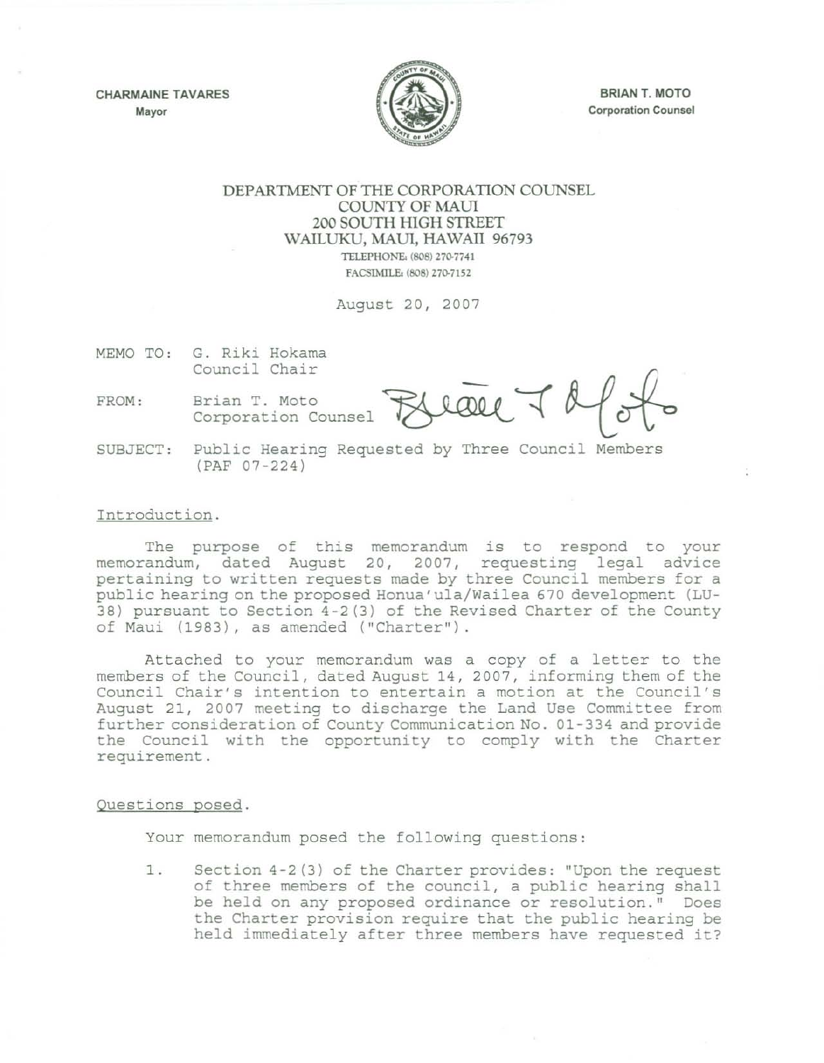CHARMAINE TAVARES
Mayor

BRIAN T. MOTO
Corporation Counsel

DEPARTMENT OF THE CORPORATION COUNSEL
COUNTY OF MAUI
200 SOUTH HIGH STREET
WAILUKU, MAUI, HAWAII 96793
TELEPHONE: (808) 270-7741
FACSIMILE: (808) 270-7152

August 20, 2007

MEMO TO: G. Riki Hokama
Council Chair

FROM: Brian T. Moto
Corporation Counsel

SUBJECT: Public Hearing Requested by Three Council Members (PAF 07-224)

Introduction.

The purpose of this memorandum is to respond to your memorandum, dated August 20, 2007, requesting legal advice pertaining to written requests made by three Council members for a public hearing on the proposed Honua'ula/Wailea 670 development (LU-38) pursuant to Section 4-2(3) of the Revised Charter of the County of Maui (1983), as amended ("Charter").

Attached to your memorandum was a copy of a letter to the members of the Council, dated August 14, 2007, informing them of the Council Chair's intention to entertain a motion at the Council's August 21, 2007 meeting to discharge the Land Use Committee from further consideration of County Communication No. 01-334 and provide the Council with the opportunity to comply with the Charter requirement.

Questions posed.

Your memorandum posed the following questions:

1. Section 4-2(3) of the Charter provides: "Upon the request of three members of the council, a public hearing shall be held on any proposed ordinance or resolution." Does the Charter provision require that the public hearing be held immediately after three members have requested it?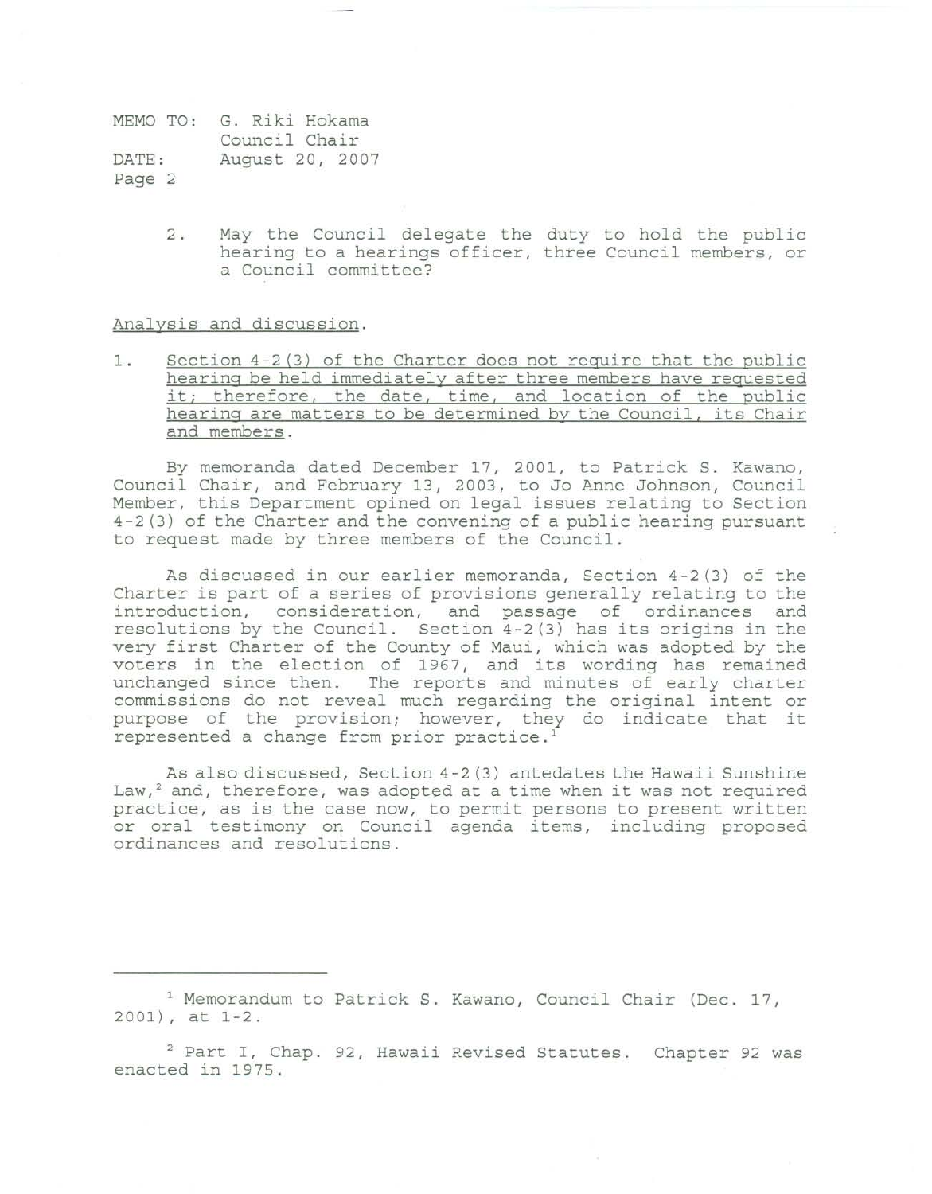2. May the Council delegate the duty to hold the public hearing to a hearings officer, three Council members, or a Council committee?

Analysis and discussion.

1. Section 4-2(3) of the Charter does not require that the public hearing be held immediately after three members have requested it; therefore, the date, time, and location of the public hearing are matters to be determined by the Council, its Chair and members.

By memoranda dated December 17, 2001, to Patrick S. Kawano, Council Chair, and February 13, 2003, to Jo Anne Johnson, Council Member, this Department opined on legal issues relating to Section 4-2(3) of the Charter and the convening of a public hearing pursuant to request made by three members of the Council.

As discussed in our earlier memoranda, Section 4-2(3) of the Charter is part of a series of provisions generally relating to the introduction, consideration, and passage of ordinances and resolutions by the Council. Section 4-2(3) has its origins in the very first Charter of the County of Maui, which was adopted by the voters in the election of 1967, and its wording has remained unchanged since then. The reports and minutes of early charter commissions do not reveal much regarding the original intent or purpose of the provision; however, they do indicate that it represented a change from prior practice.[1]

As also discussed, Section 4-2(3) antedates the Hawaii Sunshine Law,[2] and, therefore, was adopted at a time when it was not required practice, as is the case now, to permit persons to present written or oral testimony on Council agenda items, including proposed ordinances and resolutions.

---

[1] Memorandum to Patrick S. Kawano, Council Chair (Dec. 17, 2001), at 1-2.

[2] Part I, Chap. 92, Hawaii Revised Statutes. Chapter 92 was enacted in 1975.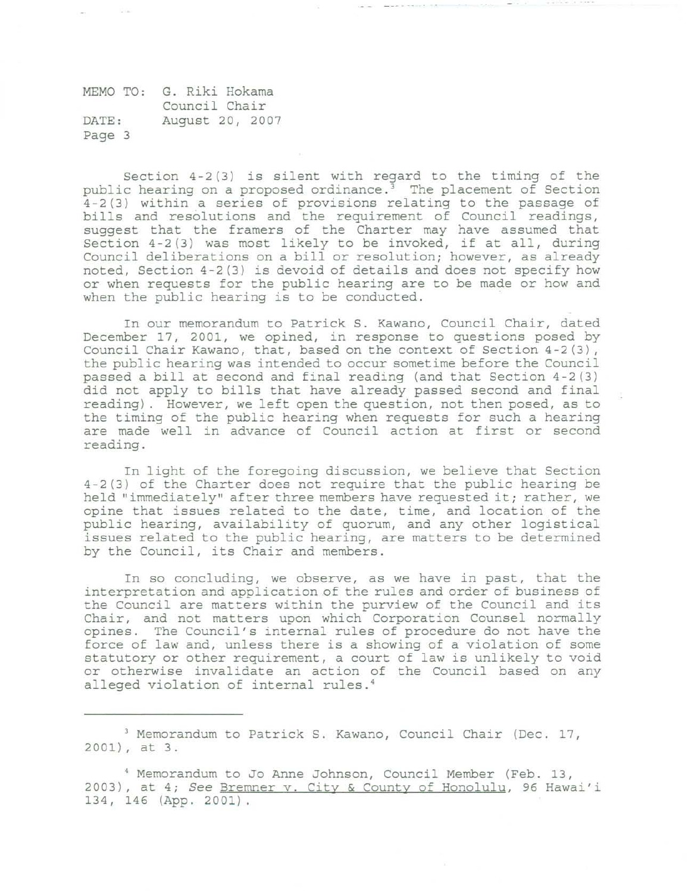Section 4-2(3) is silent with regard to the timing of the public hearing on a proposed ordinance.[3] The placement of Section 4-2(3) within a series of provisions relating to the passage of bills and resolutions and the requirement of Council readings, suggest that the framers of the Charter may have assumed that Section 4-2(3) was most likely to be invoked, if at all, during Council deliberations on a bill or resolution; however, as already noted, Section 4-2(3) is devoid of details and does not specify how or when requests for the public hearing are to be made or how and when the public hearing is to be conducted.

In our memorandum to Patrick S. Kawano, Council Chair, dated December 17, 2001, we opined, in response to questions posed by Council Chair Kawano, that, based on the context of Section 4-2(3), the public hearing was intended to occur sometime before the Council passed a bill at second and final reading (and that Section 4-2(3) did not apply to bills that have already passed second and final reading). However, we left open the question, not then posed, as to the timing of the public hearing when requests for such a hearing are made well in advance of Council action at first or second reading.

In light of the foregoing discussion, we believe that Section 4-2(3) of the Charter does not require that the public hearing be held "immediately" after three members have requested it; rather, we opine that issues related to the date, time, and location of the public hearing, availability of quorum, and any other logistical issues related to the public hearing, are matters to be determined by the Council, its Chair and members.

In so concluding, we observe, as we have in past, that the interpretation and application of the rules and order of business of the Council are matters within the purview of the Council and its Chair, and not matters upon which Corporation Counsel normally opines. The Council's internal rules of procedure do not have the force of law and, unless there is a showing of a violation of some statutory or other requirement, a court of law is unlikely to void or otherwise invalidate an action of the Council based on any alleged violation of internal rules.[4]

---

[3] Memorandum to Patrick S. Kawano, Council Chair (Dec. 17, 2001), at 3.

[4] Memorandum to Jo Anne Johnson, Council Member (Feb. 13, 2003), at 4; *See* Bremner v. City & County of Honolulu, 96 Hawai'i 134, 146 (App. 2001).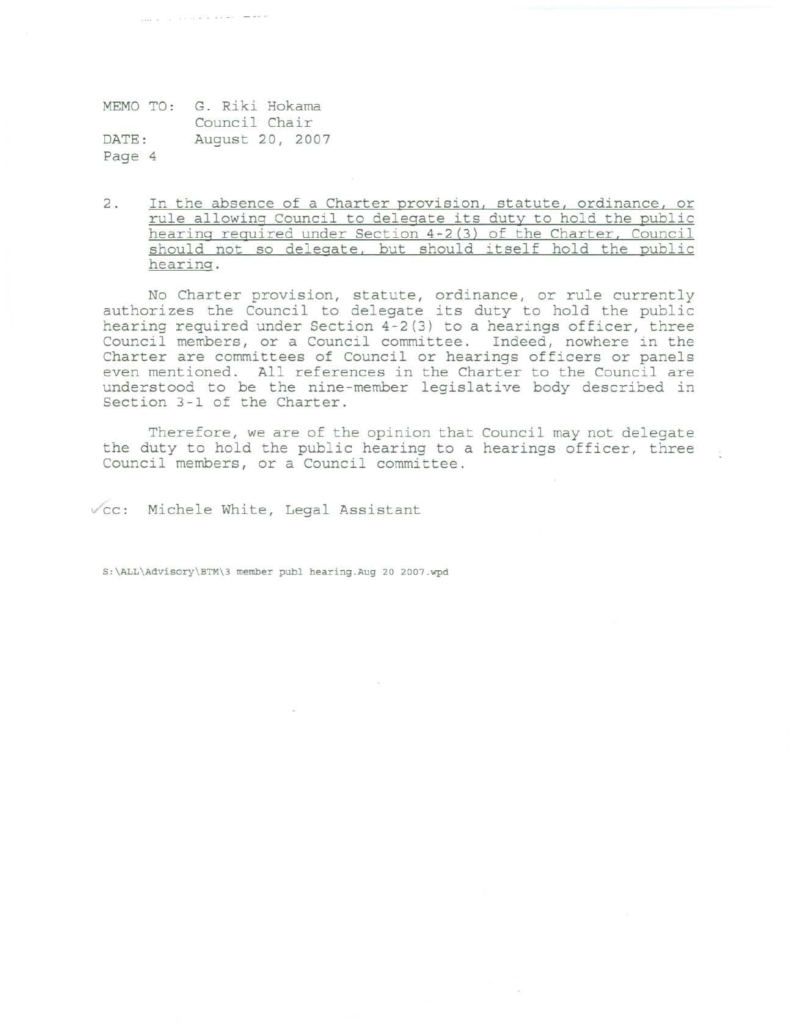MEMO TO: G. Riki Hokama
Council Chair
DATE: August 20, 2007
Page 4

2. <u>In the absence of a Charter provision, statute, ordinance, or rule allowing Council to delegate its duty to hold the public hearing required under Section 4-2(3) of the Charter, Council should not so delegate, but should itself hold the public hearing.</u>

No Charter provision, statute, ordinance, or rule currently authorizes the Council to delegate its duty to hold the public hearing required under Section 4-2(3) to a hearings officer, three Council members, or a Council committee. Indeed, nowhere in the Charter are committees of Council or hearings officers or panels even mentioned. All references in the Charter to the Council are understood to be the nine-member legislative body described in Section 3-1 of the Charter.

Therefore, we are of the opinion that Council may not delegate the duty to hold the public hearing to a hearings officer, three Council members, or a Council committee.

✓cc: Michele White, Legal Assistant

S:\ALL\Advisory\BTM\3 member publ hearing.Aug 20 2007.wpd